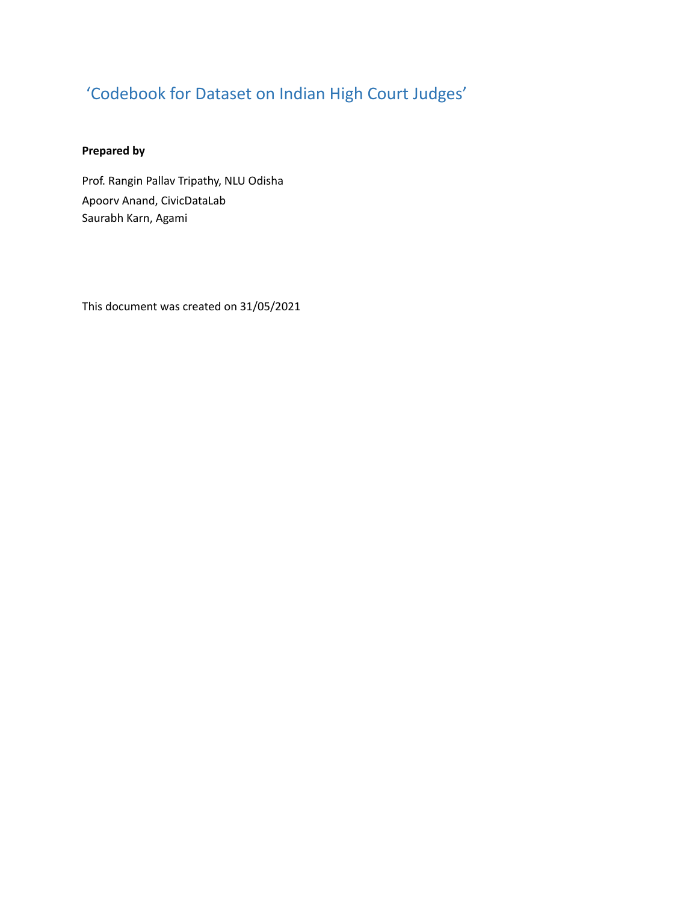# ‘Codebook for Dataset on Indian High Court Judges’

**Prepared by**

Prof. Rangin Pallav Tripathy, NLU Odisha

Apoorv Anand, CivicDataLab

Saurabh Karn, Agami

This document was created on 31/05/2021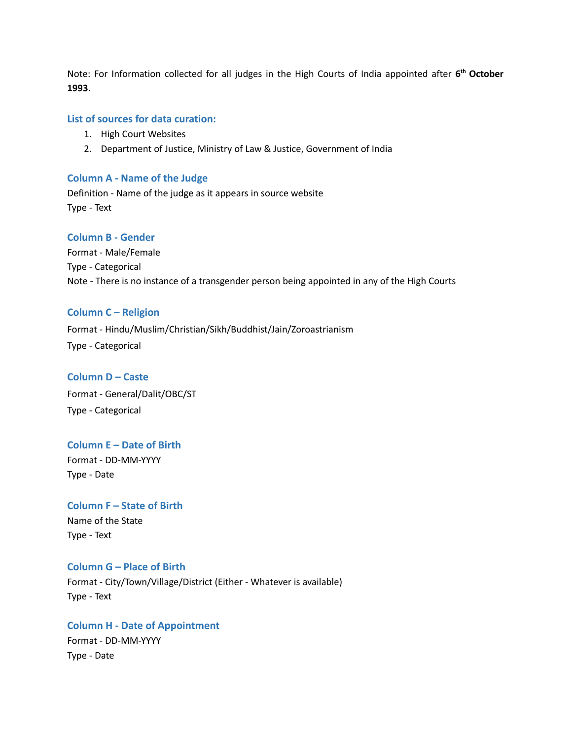Note: For Information collected for all judges in the High Courts of India appointed after **6th October 1993**.

### List of sources for data curation:

1. High Court Websites
2. Department of Justice, Ministry of Law & Justice, Government of India

### Column A - Name of the Judge

Definition - Name of the judge as it appears in source website

Type - Text

### Column B - Gender

Format - Male/Female

Type - Categorical

Note - There is no instance of a transgender person being appointed in any of the High Courts

### Column C – Religion

Format - Hindu/Muslim/Christian/Sikh/Buddhist/Jain/Zoroastrianism

Type - Categorical

### Column D – Caste

Format - General/Dalit/OBC/ST

Type - Categorical

### Column E – Date of Birth

Format - DD-MM-YYYY

Type - Date

### Column F – State of Birth

Name of the State

Type - Text

### Column G – Place of Birth

Format - City/Town/Village/District (Either - Whatever is available)

Type - Text

### Column H - Date of Appointment

Format - DD-MM-YYYY

Type - Date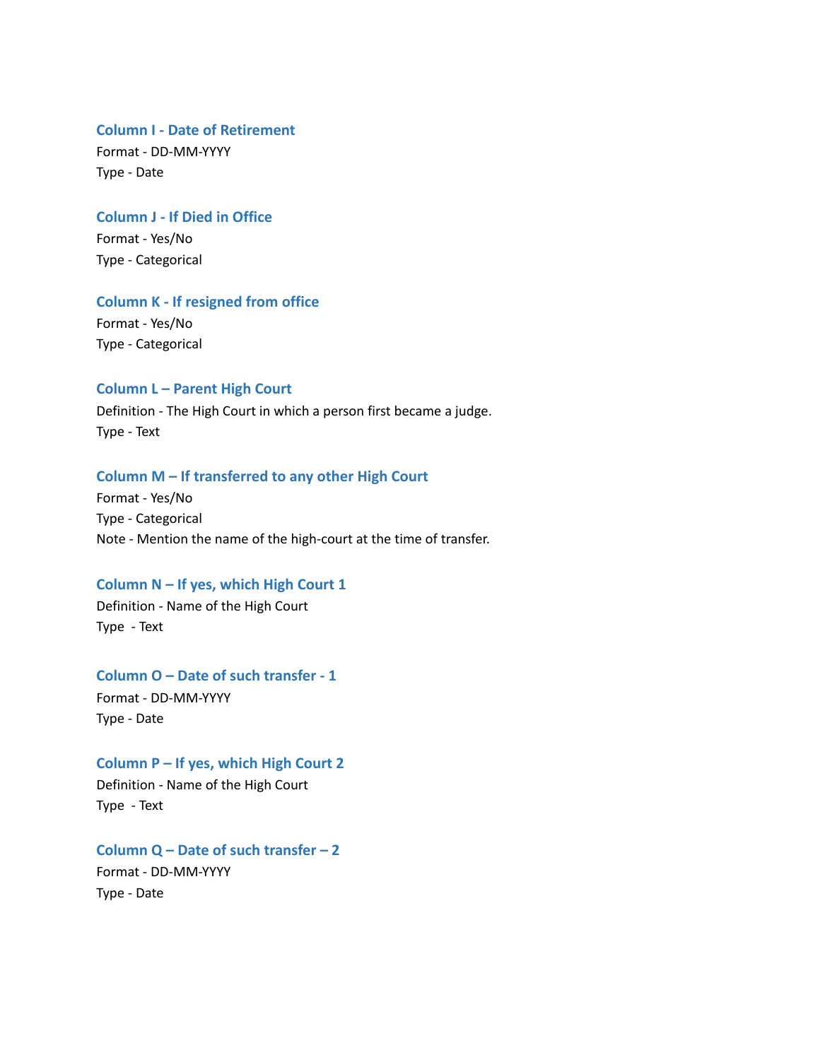### Column I - Date of Retirement

Format - DD-MM-YYYY
Type - Date

### Column J - If Died in Office

Format - Yes/No
Type - Categorical

### Column K - If resigned from office

Format - Yes/No
Type - Categorical

### Column L – Parent High Court

Definition - The High Court in which a person first became a judge.
Type - Text

### Column M – If transferred to any other High Court

Format - Yes/No
Type - Categorical
Note - Mention the name of the high-court at the time of transfer.

### Column N – If yes, which High Court 1

Definition - Name of the High Court
Type - Text

### Column O – Date of such transfer - 1

Format - DD-MM-YYYY
Type - Date

### Column P – If yes, which High Court 2

Definition - Name of the High Court
Type - Text

### Column Q – Date of such transfer – 2

Format - DD-MM-YYYY
Type - Date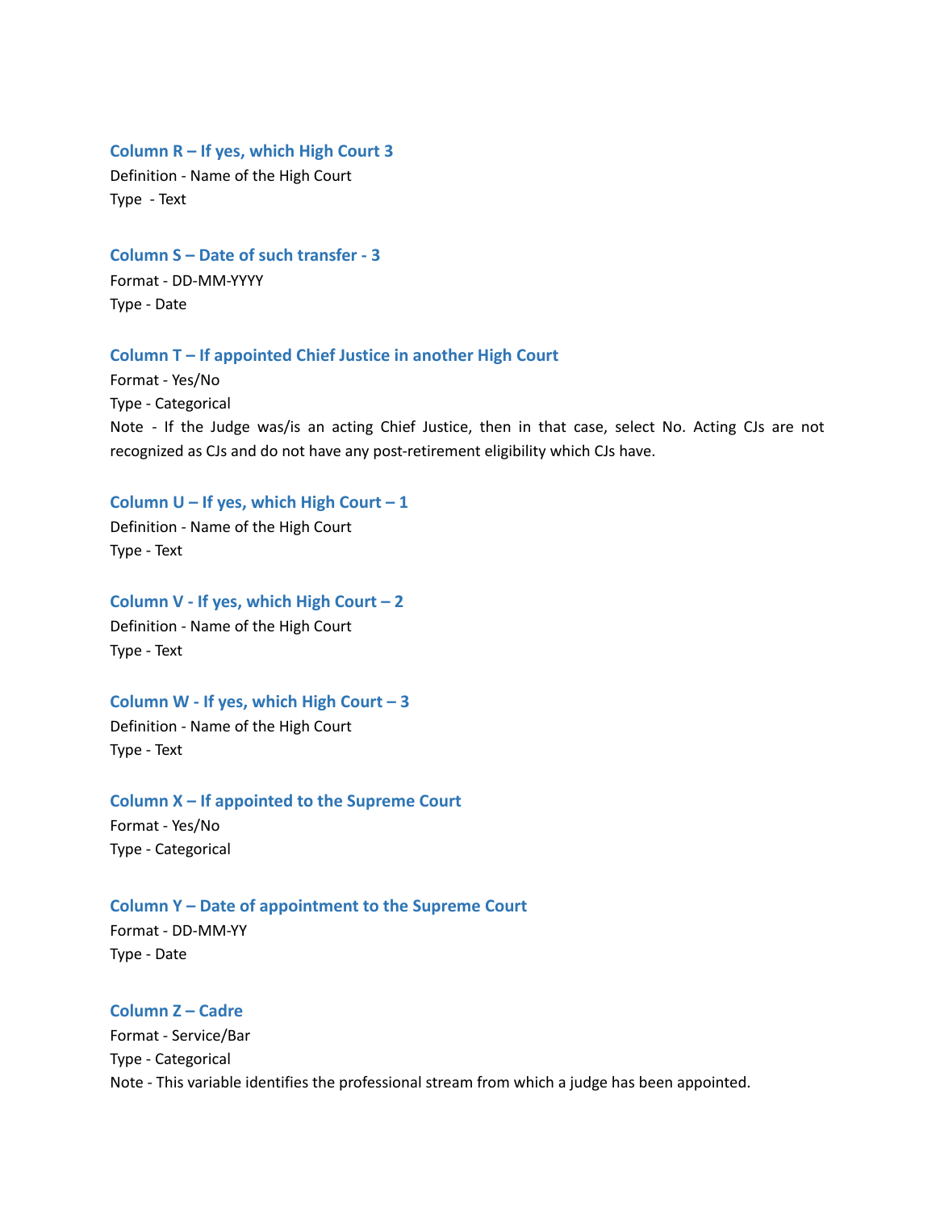### Column R – If yes, which High Court 3

Definition - Name of the High Court

Type - Text

### Column S – Date of such transfer - 3

Format - DD-MM-YYYY

Type - Date

### Column T – If appointed Chief Justice in another High Court

Format - Yes/No

Type - Categorical

Note - If the Judge was/is an acting Chief Justice, then in that case, select No. Acting CJs are not recognized as CJs and do not have any post-retirement eligibility which CJs have.

### Column U – If yes, which High Court – 1

Definition - Name of the High Court

Type - Text

### Column V - If yes, which High Court – 2

Definition - Name of the High Court

Type - Text

### Column W - If yes, which High Court – 3

Definition - Name of the High Court

Type - Text

### Column X – If appointed to the Supreme Court

Format - Yes/No

Type - Categorical

### Column Y – Date of appointment to the Supreme Court

Format - DD-MM-YY

Type - Date

### Column Z – Cadre

Format - Service/Bar

Type - Categorical

Note - This variable identifies the professional stream from which a judge has been appointed.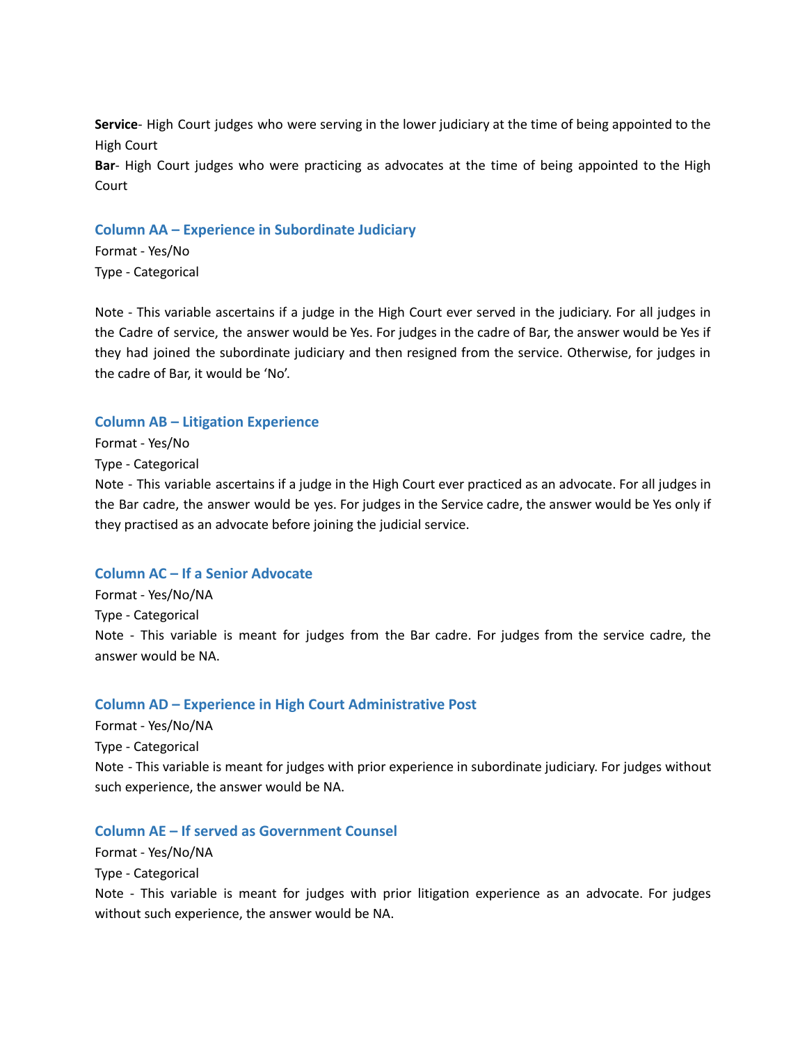**Service**- High Court judges who were serving in the lower judiciary at the time of being appointed to the High Court

**Bar**- High Court judges who were practicing as advocates at the time of being appointed to the High Court

### Column AA – Experience in Subordinate Judiciary

Format - Yes/No

Type - Categorical

Note - This variable ascertains if a judge in the High Court ever served in the judiciary. For all judges in the Cadre of service, the answer would be Yes. For judges in the cadre of Bar, the answer would be Yes if they had joined the subordinate judiciary and then resigned from the service. Otherwise, for judges in the cadre of Bar, it would be 'No'.

### Column AB – Litigation Experience

Format - Yes/No

Type - Categorical

Note - This variable ascertains if a judge in the High Court ever practiced as an advocate. For all judges in the Bar cadre, the answer would be yes. For judges in the Service cadre, the answer would be Yes only if they practised as an advocate before joining the judicial service.

### Column AC – If a Senior Advocate

Format - Yes/No/NA

Type - Categorical

Note - This variable is meant for judges from the Bar cadre. For judges from the service cadre, the answer would be NA.

### Column AD – Experience in High Court Administrative Post

Format - Yes/No/NA

Type - Categorical

Note - This variable is meant for judges with prior experience in subordinate judiciary. For judges without such experience, the answer would be NA.

### Column AE – If served as Government Counsel

Format - Yes/No/NA

Type - Categorical

Note - This variable is meant for judges with prior litigation experience as an advocate. For judges without such experience, the answer would be NA.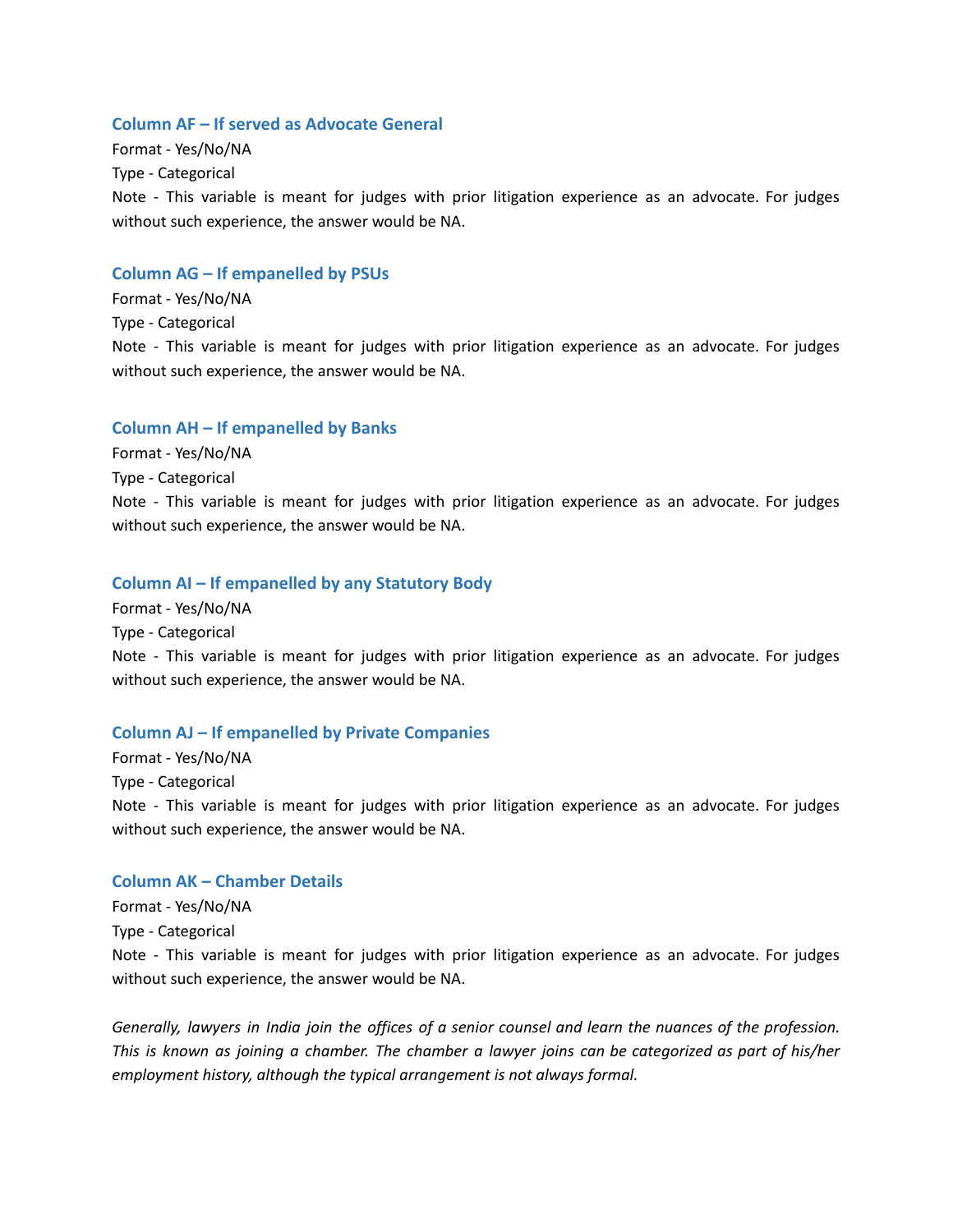### Column AF – If served as Advocate General

Format - Yes/No/NA

Type - Categorical

Note - This variable is meant for judges with prior litigation experience as an advocate. For judges without such experience, the answer would be NA.

### Column AG – If empanelled by PSUs

Format - Yes/No/NA

Type - Categorical

Note - This variable is meant for judges with prior litigation experience as an advocate. For judges without such experience, the answer would be NA.

### Column AH – If empanelled by Banks

Format - Yes/No/NA

Type - Categorical

Note - This variable is meant for judges with prior litigation experience as an advocate. For judges without such experience, the answer would be NA.

### Column AI – If empanelled by any Statutory Body

Format - Yes/No/NA

Type - Categorical

Note - This variable is meant for judges with prior litigation experience as an advocate. For judges without such experience, the answer would be NA.

### Column AJ – If empanelled by Private Companies

Format - Yes/No/NA

Type - Categorical

Note - This variable is meant for judges with prior litigation experience as an advocate. For judges without such experience, the answer would be NA.

### Column AK – Chamber Details

Format - Yes/No/NA

Type - Categorical

Note - This variable is meant for judges with prior litigation experience as an advocate. For judges without such experience, the answer would be NA.

*Generally, lawyers in India join the offices of a senior counsel and learn the nuances of the profession. This is known as joining a chamber. The chamber a lawyer joins can be categorized as part of his/her employment history, although the typical arrangement is not always formal.*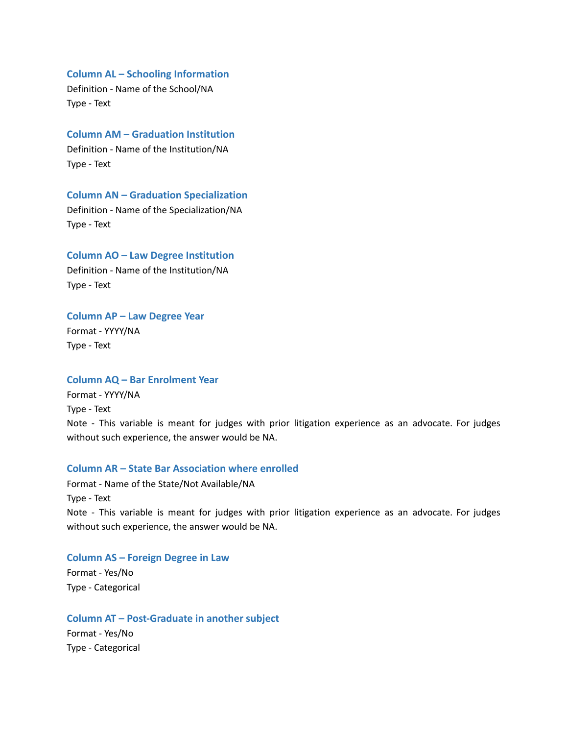### Column AL – Schooling Information

Definition - Name of the School/NA

Type - Text

### Column AM – Graduation Institution

Definition - Name of the Institution/NA

Type - Text

### Column AN – Graduation Specialization

Definition - Name of the Specialization/NA

Type - Text

### Column AO – Law Degree Institution

Definition - Name of the Institution/NA

Type - Text

### Column AP – Law Degree Year

Format - YYYY/NA

Type - Text

### Column AQ – Bar Enrolment Year

Format - YYYY/NA

Type - Text

Note - This variable is meant for judges with prior litigation experience as an advocate. For judges without such experience, the answer would be NA.

### Column AR – State Bar Association where enrolled

Format - Name of the State/Not Available/NA

Type - Text

Note - This variable is meant for judges with prior litigation experience as an advocate. For judges without such experience, the answer would be NA.

### Column AS – Foreign Degree in Law

Format - Yes/No

Type - Categorical

### Column AT – Post-Graduate in another subject

Format - Yes/No

Type - Categorical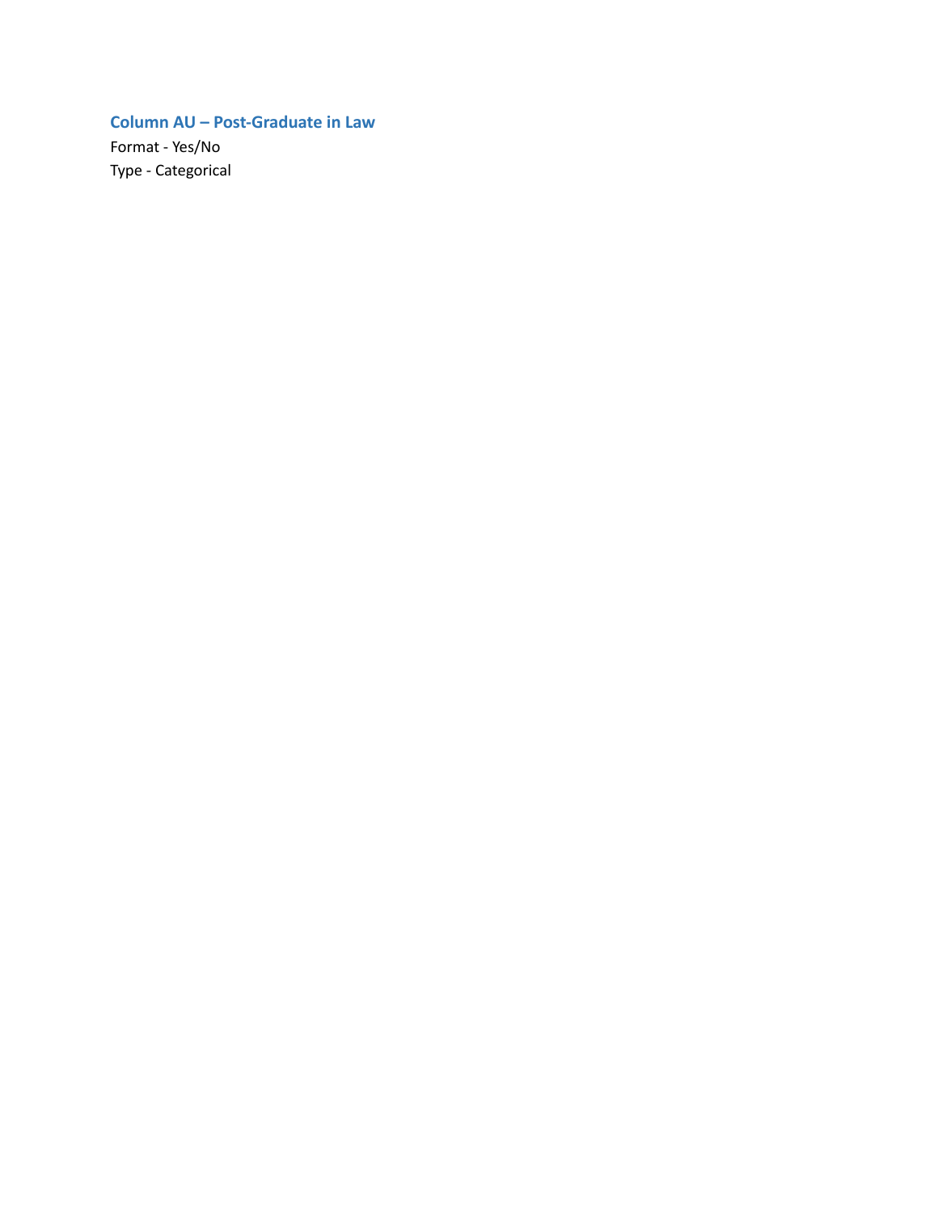### Column AU – Post-Graduate in Law

Format - Yes/No
Type - Categorical